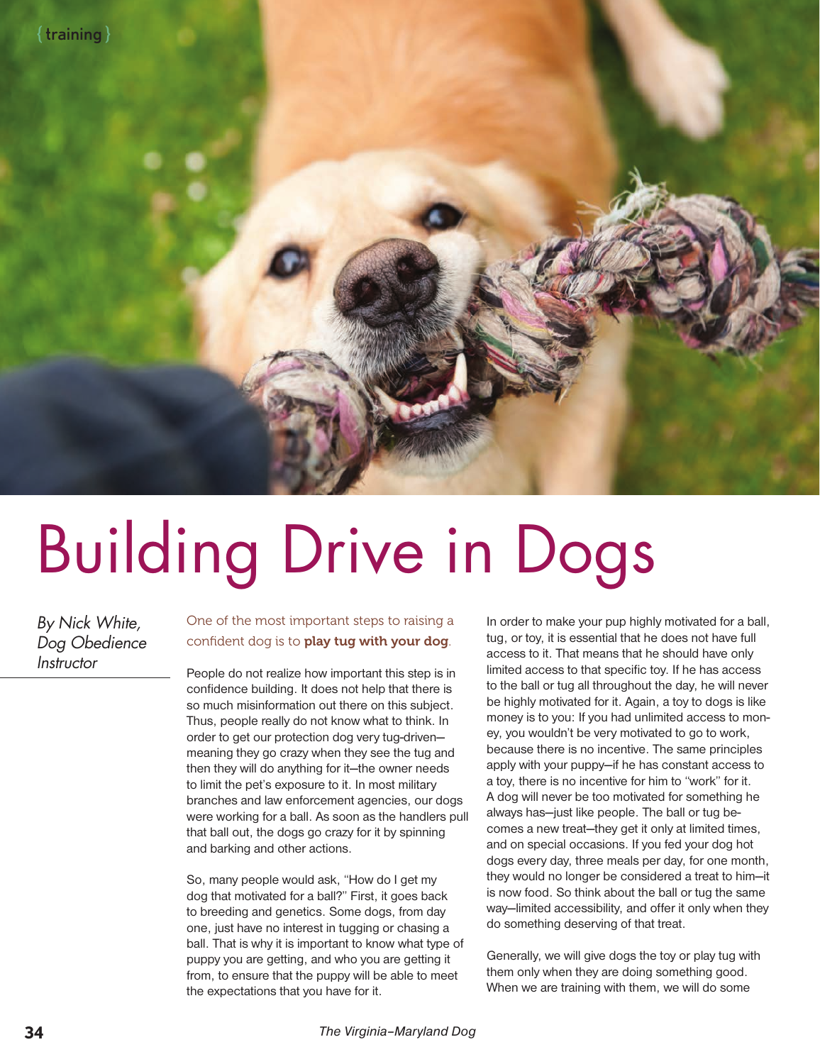{ training }

# Building Drive in Dogs

*By Nick White, Dog Obedience Instructor*

One of the most important steps to raising a confident dog is to **play tug with your dog**.

People do not realize how important this step is in confidence building. It does not help that there is so much misinformation out there on this subject. Thus, people really do not know what to think. In order to get our protection dog very tug-driven—meaning they go crazy when they see the tug and then they will do anything for it—the owner needs to limit the pet's exposure to it. In most military branches and law enforcement agencies, our dogs were working for a ball. As soon as the handlers pull that ball out, the dogs go crazy for it by spinning and barking and other actions.

So, many people would ask, "How do I get my dog that motivated for a ball?" First, it goes back to breeding and genetics. Some dogs, from day one, just have no interest in tugging or chasing a ball. That is why it is important to know what type of puppy you are getting, and who you are getting it from, to ensure that the puppy will be able to meet the expectations that you have for it.

In order to make your pup highly motivated for a ball, tug, or toy, it is essential that he does not have full access to it. That means that he should have only limited access to that specific toy. If he has access to the ball or tug all throughout the day, he will never be highly motivated for it. Again, a toy to dogs is like money is to you: If you had unlimited access to money, you wouldn't be very motivated to go to work, because there is no incentive. The same principles apply with your puppy—if he has constant access to a toy, there is no incentive for him to "work" for it. A dog will never be too motivated for something he always has—just like people. The ball or tug becomes a new treat—they get it only at limited times, and on special occasions. If you fed your dog hot dogs every day, three meals per day, for one month, they would no longer be considered a treat to him—it is now food. So think about the ball or tug the same way—limited accessibility, and offer it only when they do something deserving of that treat.

Generally, we will give dogs the toy or play tug with them only when they are doing something good. When we are training with them, we will do some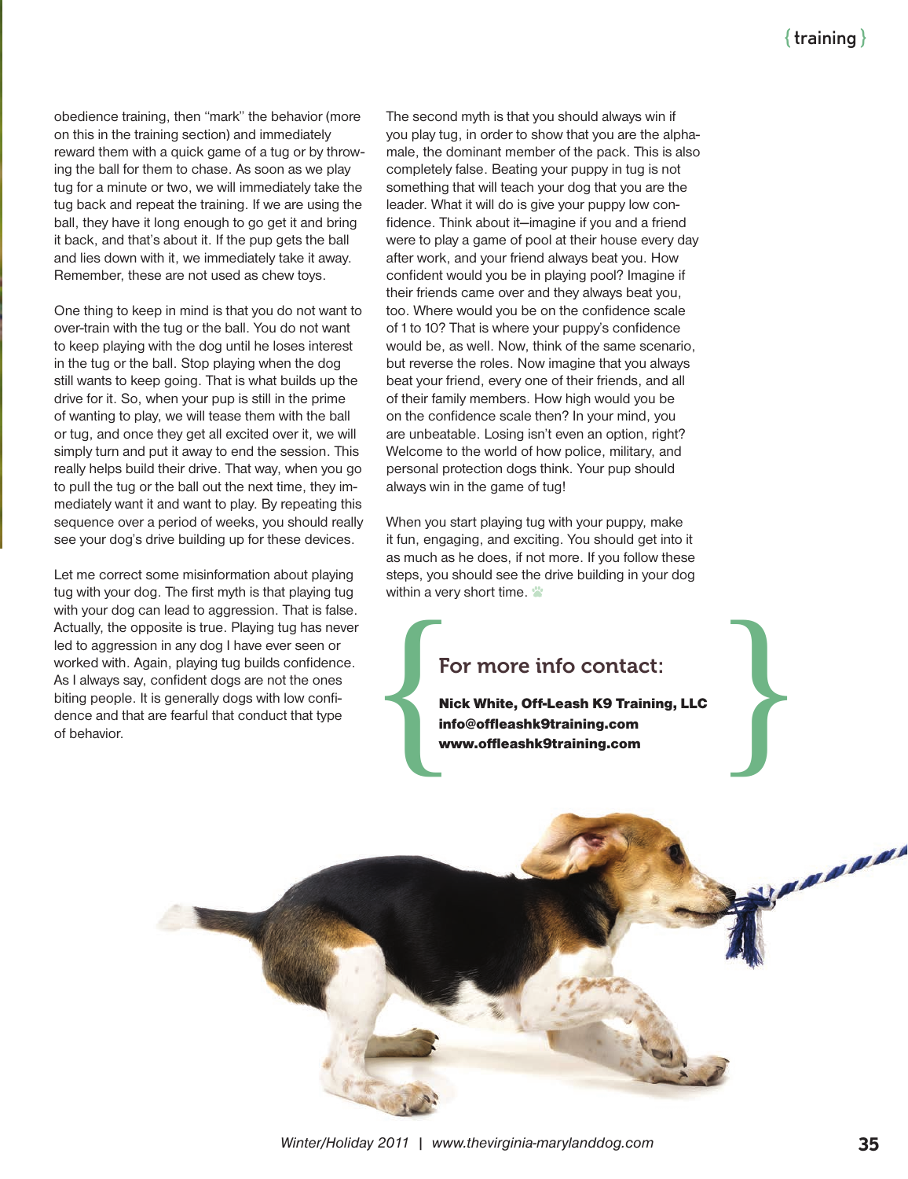obedience training, then "mark" the behavior (more on this in the training section) and immediately reward them with a quick game of a tug or by throwing the ball for them to chase. As soon as we play tug for a minute or two, we will immediately take the tug back and repeat the training. If we are using the ball, they have it long enough to go get it and bring it back, and that's about it. If the pup gets the ball and lies down with it, we immediately take it away. Remember, these are not used as chew toys.

One thing to keep in mind is that you do not want to over-train with the tug or the ball. You do not want to keep playing with the dog until he loses interest in the tug or the ball. Stop playing when the dog still wants to keep going. That is what builds up the drive for it. So, when your pup is still in the prime of wanting to play, we will tease them with the ball or tug, and once they get all excited over it, we will simply turn and put it away to end the session. This really helps build their drive. That way, when you go to pull the tug or the ball out the next time, they immediately want it and want to play. By repeating this sequence over a period of weeks, you should really see your dog's drive building up for these devices.

Let me correct some misinformation about playing tug with your dog. The first myth is that playing tug with your dog can lead to aggression. That is false. Actually, the opposite is true. Playing tug has never led to aggression in any dog I have ever seen or worked with. Again, playing tug builds confidence. As I always say, confident dogs are not the ones biting people. It is generally dogs with low confidence and that are fearful that conduct that type of behavior.

The second myth is that you should always win if you play tug, in order to show that you are the alpha-male, the dominant member of the pack. This is also completely false. Beating your puppy in tug is not something that will teach your dog that you are the leader. What it will do is give your puppy low confidence. Think about it—imagine if you and a friend were to play a game of pool at their house every day after work, and your friend always beat you. How confident would you be in playing pool? Imagine if their friends came over and they always beat you, too. Where would you be on the confidence scale of 1 to 10? That is where your puppy's confidence would be, as well. Now, think of the same scenario, but reverse the roles. Now imagine that you always beat your friend, every one of their friends, and all of their family members. How high would you be on the confidence scale then? In your mind, you are unbeatable. Losing isn't even an option, right? Welcome to the world of how police, military, and personal protection dogs think. Your pup should always win in the game of tug!

When you start playing tug with your puppy, make it fun, engaging, and exciting. You should get into it as much as he does, if not more. If you follow these steps, you should see the drive building in your dog within a very short time.

## For more info contact:

**Nick White, Off-Leash K9 Training, LLC**
**info@offleashk9training.com**
**www.offleashk9training.com**